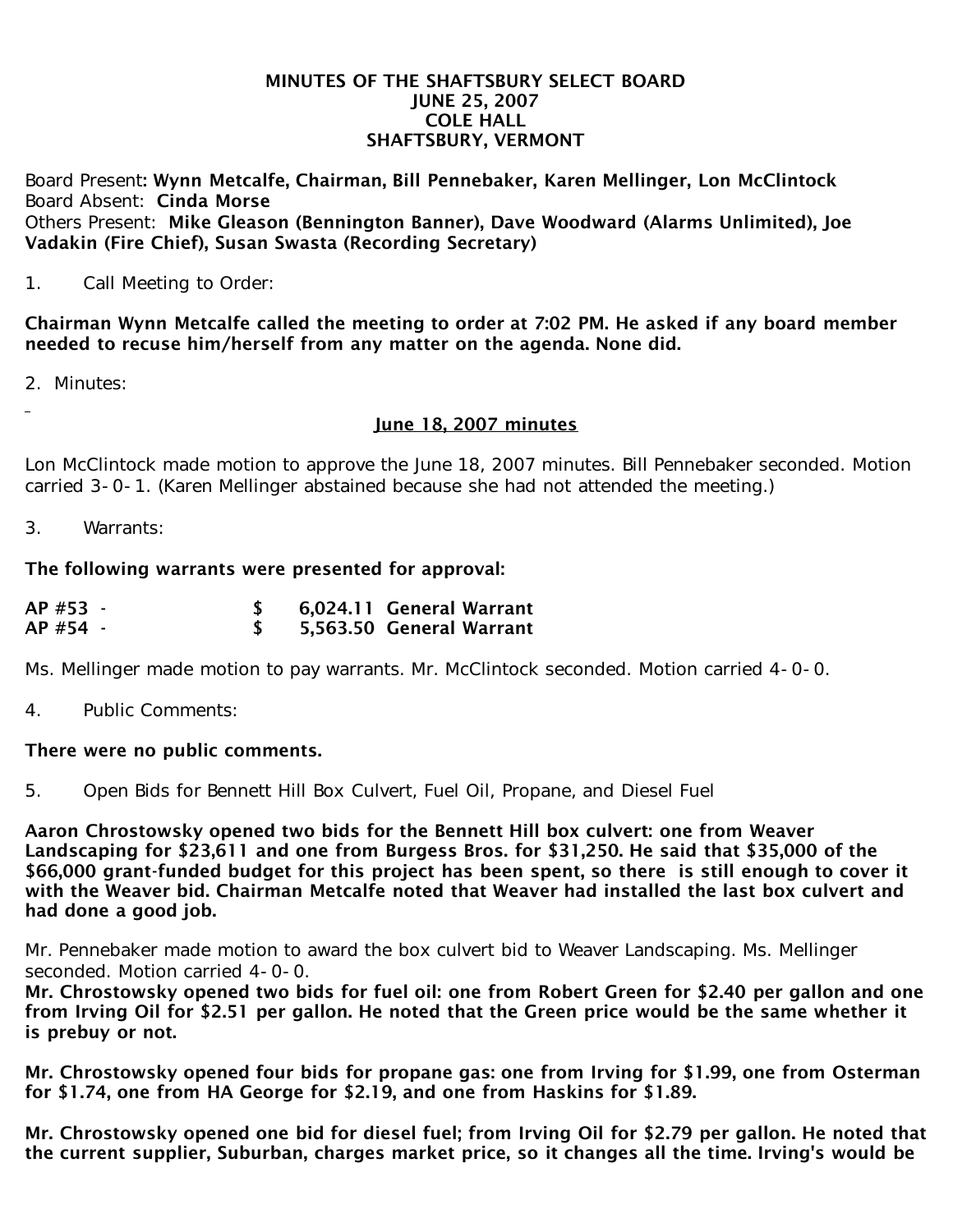# MINUTES OF THE SHAFTSBURY SELECT BOARD
## JUNE 25, 2007
## COLE HALL
## SHAFTSBURY, VERMONT

Board Present: **Wynn Metcalfe, Chairman, Bill Pennebaker, Karen Mellinger, Lon McClintock**
Board Absent: **Cinda Morse**
Others Present: **Mike Gleason (Bennington Banner), Dave Woodward (Alarms Unlimited), Joe Vadakin (Fire Chief), Susan Swasta (Recording Secretary)**

1. Call Meeting to Order:

**Chairman Wynn Metcalfe called the meeting to order at 7:02 PM. He asked if any board member needed to recuse him/herself from any matter on the agenda. None did.**

2. Minutes:

**June 18, 2007 minutes**

Lon McClintock made motion to approve the June 18, 2007 minutes. Bill Pennebaker seconded. Motion carried 3-0-1. (Karen Mellinger abstained because she had not attended the meeting.)

3. Warrants:

**The following warrants were presented for approval:**

| | | |
|---|---|---|
| **AP #53 -** | **$ 6,024.11** | **General Warrant** |
| **AP #54 -** | **$ 5,563.50** | **General Warrant** |

Ms. Mellinger made motion to pay warrants. Mr. McClintock seconded. Motion carried 4-0-0.

4. Public Comments:

**There were no public comments.**

5. Open Bids for Bennett Hill Box Culvert, Fuel Oil, Propane, and Diesel Fuel

**Aaron Chrostowsky opened two bids for the Bennett Hill box culvert: one from Weaver Landscaping for $23,611 and one from Burgess Bros. for $31,250. He said that $35,000 of the $66,000 grant-funded budget for this project has been spent, so there is still enough to cover it with the Weaver bid. Chairman Metcalfe noted that Weaver had installed the last box culvert and had done a good job.**

Mr. Pennebaker made motion to award the box culvert bid to Weaver Landscaping. Ms. Mellinger seconded. Motion carried 4-0-0.

**Mr. Chrostowsky opened two bids for fuel oil: one from Robert Green for $2.40 per gallon and one from Irving Oil for $2.51 per gallon. He noted that the Green price would be the same whether it is prebuy or not.**

**Mr. Chrostowsky opened four bids for propane gas: one from Irving for $1.99, one from Osterman for $1.74, one from HA George for $2.19, and one from Haskins for $1.89.**

**Mr. Chrostowsky opened one bid for diesel fuel; from Irving Oil for $2.79 per gallon. He noted that the current supplier, Suburban, charges market price, so it changes all the time. Irving's would be**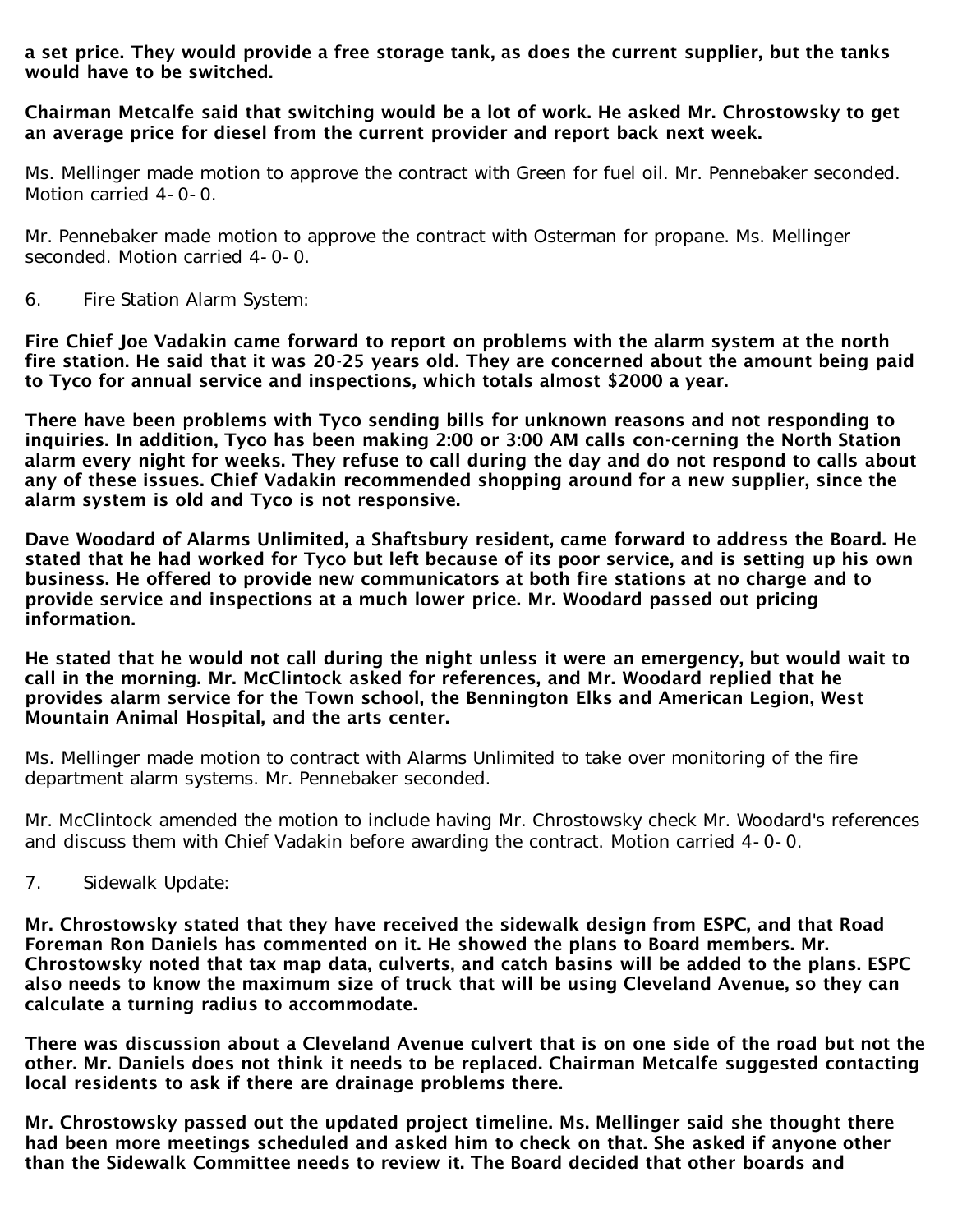**a set price. They would provide a free storage tank, as does the current supplier, but the tanks would have to be switched.**

**Chairman Metcalfe said that switching would be a lot of work. He asked Mr. Chrostowsky to get an average price for diesel from the current provider and report back next week.**

Ms. Mellinger made motion to approve the contract with Green for fuel oil. Mr. Pennebaker seconded. Motion carried 4-0-0.

Mr. Pennebaker made motion to approve the contract with Osterman for propane. Ms. Mellinger seconded. Motion carried 4-0-0.

6. Fire Station Alarm System:

**Fire Chief Joe Vadakin came forward to report on problems with the alarm system at the north fire station. He said that it was 20-25 years old. They are concerned about the amount being paid to Tyco for annual service and inspections, which totals almost $2000 a year.**

**There have been problems with Tyco sending bills for unknown reasons and not responding to inquiries. In addition, Tyco has been making 2:00 or 3:00 AM calls con-cerning the North Station alarm every night for weeks. They refuse to call during the day and do not respond to calls about any of these issues. Chief Vadakin recommended shopping around for a new supplier, since the alarm system is old and Tyco is not responsive.**

**Dave Woodard of Alarms Unlimited, a Shaftsbury resident, came forward to address the Board. He stated that he had worked for Tyco but left because of its poor service, and is setting up his own business. He offered to provide new communicators at both fire stations at no charge and to provide service and inspections at a much lower price. Mr. Woodard passed out pricing information.**

**He stated that he would not call during the night unless it were an emergency, but would wait to call in the morning. Mr. McClintock asked for references, and Mr. Woodard replied that he provides alarm service for the Town school, the Bennington Elks and American Legion, West Mountain Animal Hospital, and the arts center.**

Ms. Mellinger made motion to contract with Alarms Unlimited to take over monitoring of the fire department alarm systems. Mr. Pennebaker seconded.

Mr. McClintock amended the motion to include having Mr. Chrostowsky check Mr. Woodard's references and discuss them with Chief Vadakin before awarding the contract. Motion carried 4-0-0.

7. Sidewalk Update:

**Mr. Chrostowsky stated that they have received the sidewalk design from ESPC, and that Road Foreman Ron Daniels has commented on it. He showed the plans to Board members. Mr. Chrostowsky noted that tax map data, culverts, and catch basins will be added to the plans. ESPC also needs to know the maximum size of truck that will be using Cleveland Avenue, so they can calculate a turning radius to accommodate.**

**There was discussion about a Cleveland Avenue culvert that is on one side of the road but not the other. Mr. Daniels does not think it needs to be replaced. Chairman Metcalfe suggested contacting local residents to ask if there are drainage problems there.**

**Mr. Chrostowsky passed out the updated project timeline. Ms. Mellinger said she thought there had been more meetings scheduled and asked him to check on that. She asked if anyone other than the Sidewalk Committee needs to review it. The Board decided that other boards and**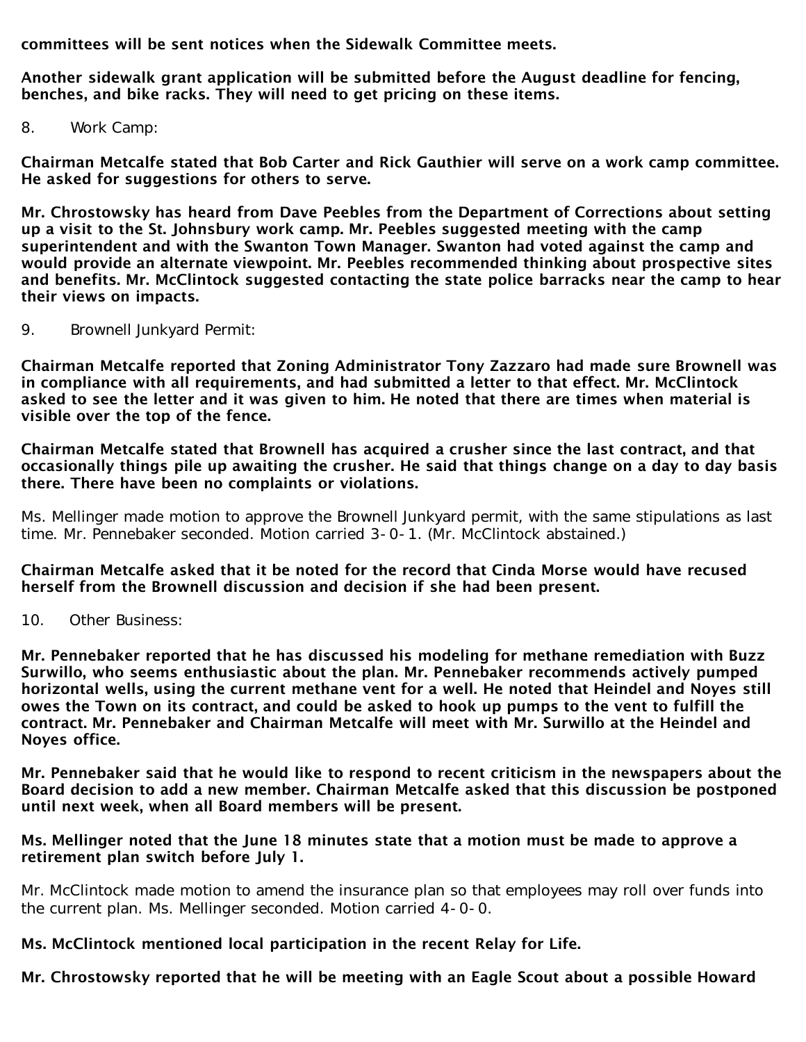**committees will be sent notices when the Sidewalk Committee meets.**

**Another sidewalk grant application will be submitted before the August deadline for fencing, benches, and bike racks. They will need to get pricing on these items.**

8. Work Camp:

**Chairman Metcalfe stated that Bob Carter and Rick Gauthier will serve on a work camp committee. He asked for suggestions for others to serve.**

**Mr. Chrostowsky has heard from Dave Peebles from the Department of Corrections about setting up a visit to the St. Johnsbury work camp. Mr. Peebles suggested meeting with the camp superintendent and with the Swanton Town Manager. Swanton had voted against the camp and would provide an alternate viewpoint. Mr. Peebles recommended thinking about prospective sites and benefits. Mr. McClintock suggested contacting the state police barracks near the camp to hear their views on impacts.**

9. Brownell Junkyard Permit:

**Chairman Metcalfe reported that Zoning Administrator Tony Zazzaro had made sure Brownell was in compliance with all requirements, and had submitted a letter to that effect. Mr. McClintock asked to see the letter and it was given to him. He noted that there are times when material is visible over the top of the fence.**

**Chairman Metcalfe stated that Brownell has acquired a crusher since the last contract, and that occasionally things pile up awaiting the crusher. He said that things change on a day to day basis there. There have been no complaints or violations.**

Ms. Mellinger made motion to approve the Brownell Junkyard permit, with the same stipulations as last time. Mr. Pennebaker seconded. Motion carried 3-0-1. (Mr. McClintock abstained.)

**Chairman Metcalfe asked that it be noted for the record that Cinda Morse would have recused herself from the Brownell discussion and decision if she had been present.**

10. Other Business:

**Mr. Pennebaker reported that he has discussed his modeling for methane remediation with Buzz Surwillo, who seems enthusiastic about the plan. Mr. Pennebaker recommends actively pumped horizontal wells, using the current methane vent for a well. He noted that Heindel and Noyes still owes the Town on its contract, and could be asked to hook up pumps to the vent to fulfill the contract. Mr. Pennebaker and Chairman Metcalfe will meet with Mr. Surwillo at the Heindel and Noyes office.**

**Mr. Pennebaker said that he would like to respond to recent criticism in the newspapers about the Board decision to add a new member. Chairman Metcalfe asked that this discussion be postponed until next week, when all Board members will be present.**

**Ms. Mellinger noted that the June 18 minutes state that a motion must be made to approve a retirement plan switch before July 1.**

Mr. McClintock made motion to amend the insurance plan so that employees may roll over funds into the current plan. Ms. Mellinger seconded. Motion carried 4-0-0.

**Ms. McClintock mentioned local participation in the recent Relay for Life.**

**Mr. Chrostowsky reported that he will be meeting with an Eagle Scout about a possible Howard**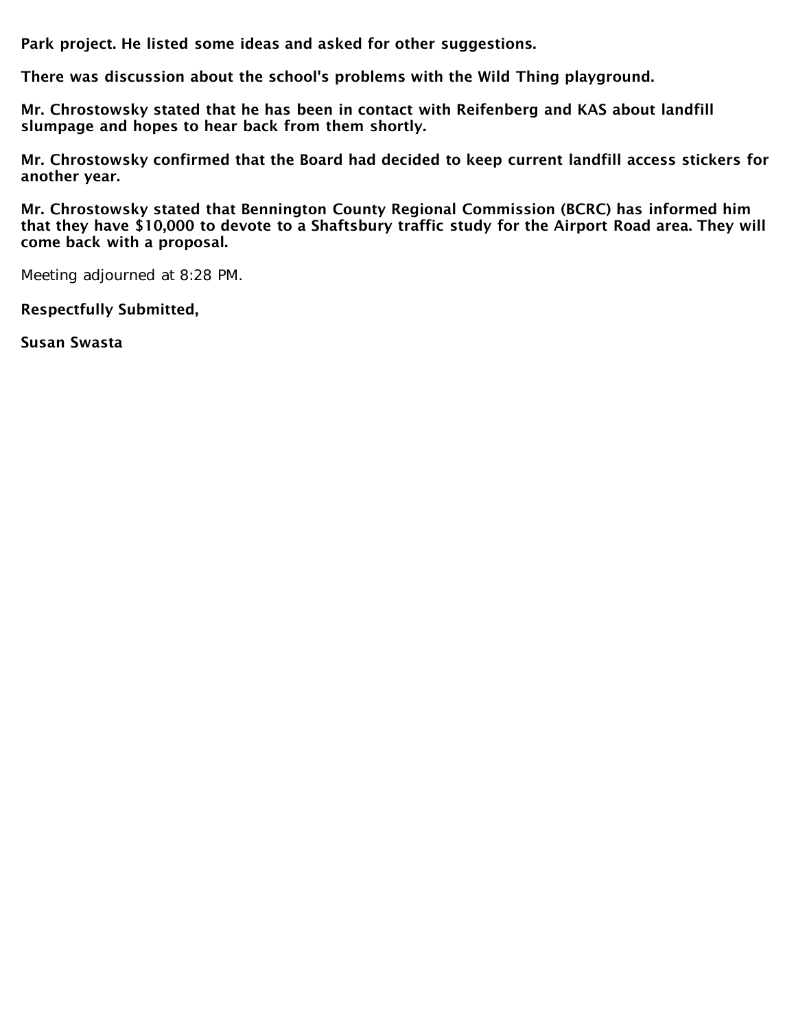**Park project. He listed some ideas and asked for other suggestions.**

**There was discussion about the school's problems with the Wild Thing playground.**

**Mr. Chrostowsky stated that he has been in contact with Reifenberg and KAS about landfill slumpage and hopes to hear back from them shortly.**

**Mr. Chrostowsky confirmed that the Board had decided to keep current landfill access stickers for another year.**

**Mr. Chrostowsky stated that Bennington County Regional Commission (BCRC) has informed him that they have $10,000 to devote to a Shaftsbury traffic study for the Airport Road area. They will come back with a proposal.**

Meeting adjourned at 8:28 PM.

**Respectfully Submitted,**

**Susan Swasta**